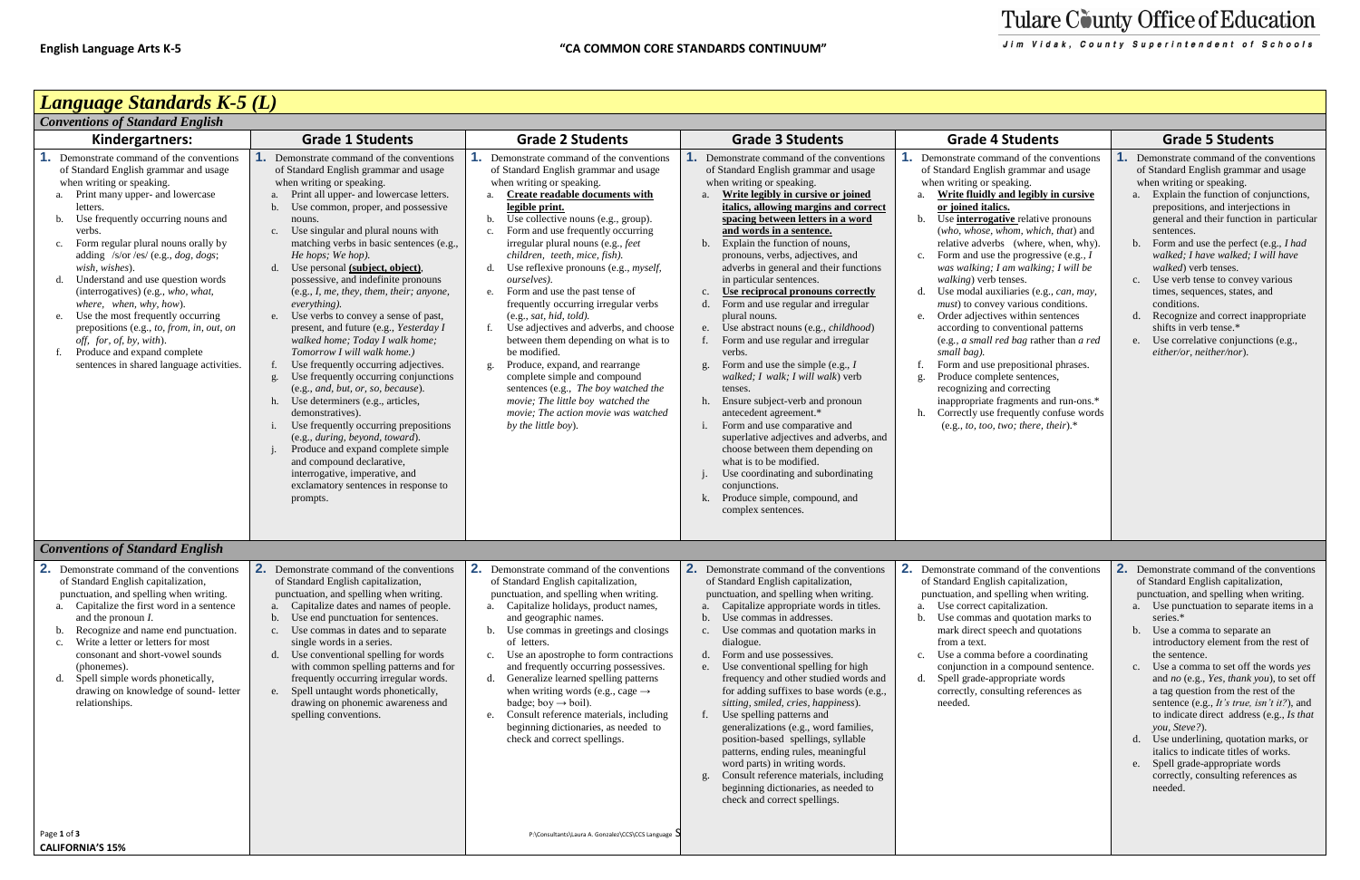English Language Arts K-5 — "CA COMMON CORE STANDARDS CONTINUUM" — Tulare County Office of Education, Jim Vidak, County Superintendent of Schools

# Language Standards K-5 (L)

## Conventions of Standard English

| Kindergartners: | Grade 1 Students | Grade 2 Students | Grade 3 Students | Grade 4 Students | Grade 5 Students |
|---|---|---|---|---|---|
| **1.** Demonstrate command of the conventions of Standard English grammar and usage when writing or speaking.<br>a. Print many upper- and lowercase letters.<br>b. Use frequently occurring nouns and verbs.<br>c. Form regular plural nouns orally by adding /s/or /es/ (e.g., *dog, dogs*; *wish, wishes*).<br>d. Understand and use question words (interrogatives) (e.g., *who, what, where, when, why, how*).<br>e. Use the most frequently occurring prepositions (e.g., *to, from, in, out, on off, for, of, by, with*).<br>f. Produce and expand complete sentences in shared language activities. | **1.** Demonstrate command of the conventions of Standard English grammar and usage when writing or speaking.<br>a. Print all upper- and lowercase letters.<br>b. Use common, proper, and possessive nouns.<br>c. Use singular and plural nouns with matching verbs in basic sentences (e.g., *He hops; We hop).*<br>d. Use personal **(subject, object)**, possessive, and indefinite pronouns (e.g., *I, me, they, them, their; anyone, everything).*<br>e. Use verbs to convey a sense of past, present, and future (e.g., *Yesterday I walked home; Today I walk home; Tomorrow I will walk home.)*<br>f. Use frequently occurring adjectives.<br>g. Use frequently occurring conjunctions (e.g., *and, but, or, so, because*).<br>h. Use determiners (e.g., articles, demonstratives).<br>i. Use frequently occurring prepositions (e.g., *during, beyond, toward*).<br>j. Produce and expand complete simple and compound declarative, interrogative, imperative, and exclamatory sentences in response to prompts. | **1.** Demonstrate command of the conventions of Standard English grammar and usage when writing or speaking.<br>a. **Create readable documents with legible print.**<br>b. Use collective nouns (e.g., group).<br>c. Form and use frequently occurring irregular plural nouns (e.g., *feet children, teeth, mice, fish).*<br>d. Use reflexive pronouns (e.g., *myself, ourselves).*<br>e. Form and use the past tense of frequently occurring irregular verbs (e.g., *sat, hid, told).*<br>f. Use adjectives and adverbs, and choose between them depending on what is to be modified.<br>g. Produce, expand, and rearrange complete simple and compound sentences (e.g., *The boy watched the movie; The little boy watched the movie; The action movie was watched by the little boy*). | **1.** Demonstrate command of the conventions of Standard English grammar and usage when writing or speaking.<br>a. **Write legibly in cursive or joined italics, allowing margins and correct spacing between letters in a word and words in a sentence.**<br>b. Explain the function of nouns, pronouns, verbs, adjectives, and adverbs in general and their functions in particular sentences.<br>c. **Use reciprocal pronouns correctly**<br>d. Form and use regular and irregular plural nouns.<br>e. Use abstract nouns (e.g., *childhood*)<br>f. Form and use regular and irregular verbs.<br>g. Form and use the simple (e.g., *I walked; I walk; I will walk*) verb tenses.<br>h. Ensure subject-verb and pronoun antecedent agreement.*<br>i. Form and use comparative and superlative adjectives and adverbs, and choose between them depending on what is to be modified.<br>j. Use coordinating and subordinating conjunctions.<br>k. Produce simple, compound, and complex sentences. | **1.** Demonstrate command of the conventions of Standard English grammar and usage when writing or speaking.<br>a. **Write fluidly and legibly in cursive or joined italics.**<br>b. Use **interrogative** relative pronouns (*who, whose, whom, which, that*) and relative adverbs (where, when, why).<br>c. Form and use the progressive (e.g., *I was walking; I am walking; I will be walking*) verb tenses.<br>d. Use modal auxiliaries (e.g., *can, may, must*) to convey various conditions.<br>e. Order adjectives within sentences according to conventional patterns (e.g., *a small red bag* rather than *a red small bag).*<br>f. Form and use prepositional phrases.<br>g. Produce complete sentences, recognizing and correcting inappropriate fragments and run-ons.*<br>h. Correctly use frequently confuse words (e.g., *to, too, two; there, their*).* | **1.** Demonstrate command of the conventions of Standard English grammar and usage when writing or speaking.<br>a. Explain the function of conjunctions, prepositions, and interjections in general and their function in particular sentences.<br>b. Form and use the perfect (e.g., *I had walked; I have walked; I will have walked*) verb tenses.<br>c. Use verb tense to convey various times, sequences, states, and conditions.<br>d. Recognize and correct inappropriate shifts in verb tense.*<br>e. Use correlative conjunctions (e.g., *either/or, neither/nor*). |

## Conventions of Standard English

| Kindergartners: | Grade 1 Students | Grade 2 Students | Grade 3 Students | Grade 4 Students | Grade 5 Students |
|---|---|---|---|---|---|
| **2.** Demonstrate command of the conventions of Standard English capitalization, punctuation, and spelling when writing.<br>a. Capitalize the first word in a sentence and the pronoun *I*.<br>b. Recognize and name end punctuation.<br>c. Write a letter or letters for most consonant and short-vowel sounds (phonemes).<br>d. Spell simple words phonetically, drawing on knowledge of sound- letter relationships. | **2.** Demonstrate command of the conventions of Standard English capitalization, punctuation, and spelling when writing.<br>a. Capitalize dates and names of people.<br>b. Use end punctuation for sentences.<br>c. Use commas in dates and to separate single words in a series.<br>d. Use conventional spelling for words with common spelling patterns and for frequently occurring irregular words.<br>e. Spell untaught words phonetically, drawing on phonemic awareness and spelling conventions. | **2.** Demonstrate command of the conventions of Standard English capitalization, punctuation, and spelling when writing.<br>a. Capitalize holidays, product names, and geographic names.<br>b. Use commas in greetings and closings of letters.<br>c. Use an apostrophe to form contractions and frequently occurring possessives.<br>d. Generalize learned spelling patterns when writing words (e.g., cage → badge; boy → boil).<br>e. Consult reference materials, including beginning dictionaries, as needed to check and correct spellings. | **2.** Demonstrate command of the conventions of Standard English capitalization, punctuation, and spelling when writing.<br>a. Capitalize appropriate words in titles.<br>b. Use commas in addresses.<br>c. Use commas and quotation marks in dialogue.<br>d. Form and use possessives.<br>e. Use conventional spelling for high frequency and other studied words and for adding suffixes to base words (e.g., *sitting, smiled, cries, happiness*).<br>f. Use spelling patterns and generalizations (e.g., word families, position-based spellings, syllable patterns, ending rules, meaningful word parts) in writing words.<br>g. Consult reference materials, including beginning dictionaries, as needed to check and correct spellings. | **2.** Demonstrate command of the conventions of Standard English capitalization, punctuation, and spelling when writing.<br>a. Use correct capitalization.<br>b. Use commas and quotation marks to mark direct speech and quotations from a text.<br>c. Use a comma before a coordinating conjunction in a compound sentence.<br>d. Spell grade-appropriate words correctly, consulting references as needed. | **2.** Demonstrate command of the conventions of Standard English capitalization, punctuation, and spelling when writing.<br>a. Use punctuation to separate items in a series.*<br>b. Use a comma to separate an introductory element from the rest of the sentence.<br>c. Use a comma to set off the words *yes* and *no* (e.g., *Yes, thank you*), to set off a tag question from the rest of the sentence (e.g., *It's true, isn't it?*), and to indicate direct address (e.g., *Is that you, Steve?*).<br>d. Use underlining, quotation marks, or italics to indicate titles of works.<br>e. Spell grade-appropriate words correctly, consulting references as needed. |

**CALIFORNIA'S 15%**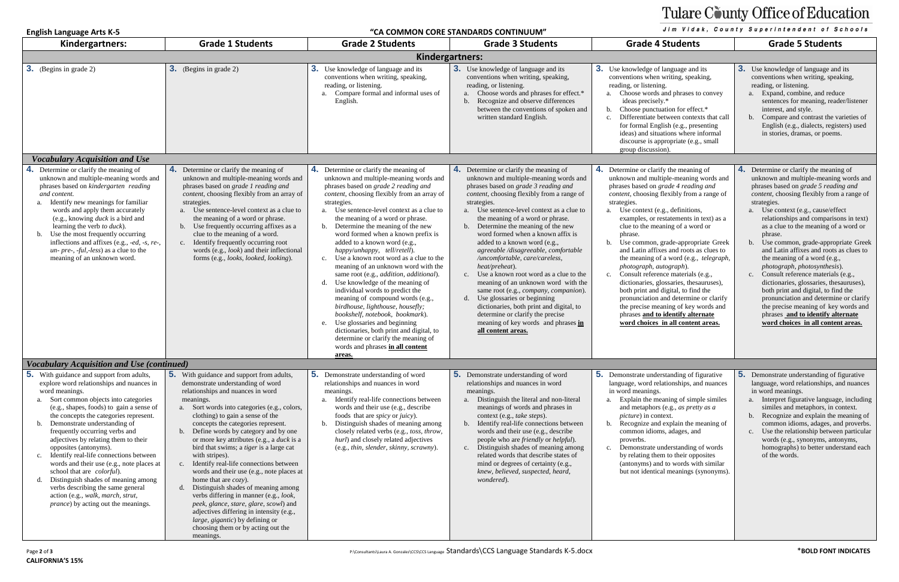**English Language Arts K-5** | **"CA COMMON CORE STANDARDS CONTINUUM"** | Tulare County Office of Education — Jim Vidak, County Superintendent of Schools

| Kindergartners: | Grade 1 Students | Grade 2 Students | Grade 3 Students | Grade 4 Students | Grade 5 Students |
|---|---|---|---|---|---|
| **Kindergartners:** | | | | | |
| **3.** (Begins in grade 2) | **3.** (Begins in grade 2) | **3.** Use knowledge of language and its conventions when writing, speaking, reading, or listening.<br>a. Compare formal and informal uses of English. | **3.** Use knowledge of language and its conventions when writing, speaking, reading, or listening.<br>a. Choose words and phrases for effect.*<br>b. Recognize and observe differences between the conventions of spoken and written standard English. | **3.** Use knowledge of language and its conventions when writing, speaking, reading, or listening.<br>a. Choose words and phrases to convey ideas precisely.*<br>b. Choose punctuation for effect.*<br>c. Differentiate between contexts that call for formal English (e.g., presenting ideas) and situations where informal discourse is appropriate (e.g., small group discussion). | **3.** Use knowledge of language and its conventions when writing, speaking, reading, or listening.<br>a. Expand, combine, and reduce sentences for meaning, reader/listener interest, and style.<br>b. Compare and contrast the varieties of English (e.g., dialects, registers) used in stories, dramas, or poems. |
| ***Vocabulary Acquisition and Use*** | | | | | |
| **4.** Determine or clarify the meaning of unknown and multiple-meaning words and phrases based on *kindergarten reading and content.*<br>a. Identify new meanings for familiar words and apply them accurately (e.g., knowing *duck* is a bird and learning the verb *to duck*).<br>b. Use the most frequently occurring inflections and affixes (e.g., *-ed*, *-s*, *re-*, *un- pre-*, *-ful*, *-less*) as a clue to the meaning of an unknown word. | **4.** Determine or clarify the meaning of unknown and multiple-meaning words and phrases based on *grade 1 reading and content*, choosing flexibly from an array of strategies.<br>a. Use sentence-level context as a clue to the meaning of a word or phrase.<br>b. Use frequently occurring affixes as a clue to the meaning of a word.<br>c. Identify frequently occurring root words (e.g., *look*) and their inflectional forms (e.g., *looks*, *looked*, *looking*). | **4.** Determine or clarify the meaning of unknown and multiple-meaning words and phrases based on *grade 2 reading and content*, choosing flexibly from an array of strategies.<br>a. Use sentence-level context as a clue to the meaning of a word or phrase.<br>b. Determine the meaning of the new word formed when a known prefix is added to a known word (e.g., *happy/unhappy*, *tell/retell*).<br>c. Use a known root word as a clue to the meaning of an unknown word with the same root (e.g., *addition*, *additional*).<br>d. Use knowledge of the meaning of individual words to predict the meaning of compound words (e.g., *birdhouse*, *lighthouse*, *housefly; bookshelf*, *notebook*, *bookmark*).<br>e. Use glossaries and beginning dictionaries, both print and digital, to determine or clarify the meaning of words and phrases **in all content areas.** | **4.** Determine or clarify the meaning of unknown and multiple-meaning words and phrases based on *grade 3 reading and content*, choosing flexibly from a range of strategies.<br>a. Use sentence-level context as a clue to the meaning of a word or phrase.<br>b. Determine the meaning of the new word formed when a known affix is added to a known word (e.g., *agreeable /disagreeable*, *comfortable /uncomfortable*, *care/careless*, *heat/preheat*).<br>c. Use a known root word as a clue to the meaning of an unknown word with the same root (e.g., *company*, *companion*).<br>d. Use glossaries or beginning dictionaries, both print and digital, to determine or clarify the precise meaning of key words and phrases **in all content areas.** | **4.** Determine or clarify the meaning of unknown and multiple-meaning words and phrases based on *grade 4 reading and content*, choosing flexibly from a range of strategies.<br>a. Use context (e.g., definitions, examples, or restatements in text) as a clue to the meaning of a word or phrase.<br>b. Use common, grade-appropriate Greek and Latin affixes and roots as clues to the meaning of a word (e.g., *telegraph*, *photograph*, *autograph*).<br>c. Consult reference materials (e.g., dictionaries, glossaries, thesauruses), both print and digital, to find the pronunciation and determine or clarify the precise meaning of key words and phrases **and to identify alternate word choices in all content areas.** | **4.** Determine or clarify the meaning of unknown and multiple-meaning words and phrases based on *grade 5 reading and content*, choosing flexibly from a range of strategies.<br>a. Use context (e.g., cause/effect relationships and comparisons in text) as a clue to the meaning of a word or phrase.<br>b. Use common, grade-appropriate Greek and Latin affixes and roots as clues to the meaning of a word (e.g., *photograph*, *photosynthesis*).<br>c. Consult reference materials (e.g., dictionaries, glossaries, thesauruses), both print and digital, to find the pronunciation and determine or clarify the precise meaning of key words and phrases **and to identify alternate word choices in all content areas.** |
| ***Vocabulary Acquisition and Use (continued)*** | | | | | |
| **5.** With guidance and support from adults, explore word relationships and nuances in word meanings.<br>a. Sort common objects into categories (e.g., shapes, foods) to gain a sense of the concepts the categories represent.<br>b. Demonstrate understanding of frequently occurring verbs and adjectives by relating them to their opposites (antonyms).<br>c. Identify real-life connections between words and their use (e.g., note places at school that are *colorful*).<br>d. Distinguish shades of meaning among verbs describing the same general action (e.g., *walk*, *march*, *strut*, *prance*) by acting out the meanings. | **5.** With guidance and support from adults, demonstrate understanding of word relationships and nuances in word meanings.<br>a. Sort words into categories (e.g., colors, clothing) to gain a sense of the concepts the categories represent.<br>b. Define words by category and by one or more key attributes (e.g., a *duck* is a bird that swims; a *tiger* is a large cat with stripes).<br>c. Identify real-life connections between words and their use (e.g., note places at home that are *cozy*).<br>d. Distinguish shades of meaning among verbs differing in manner (e.g., *look*, *peek*, *glance*, *stare*, *glare*, *scowl*) and adjectives differing in intensity (e.g., *large*, *gigantic*) by defining or choosing them or by acting out the meanings. | **5.** Demonstrate understanding of word relationships and nuances in word meanings.<br>a. Identify real-life connections between words and their use (e.g., describe foods that are *spicy* or *juicy*).<br>b. Distinguish shades of meaning among closely related verbs (e.g., *toss*, *throw*, *hurl*) and closely related adjectives (e.g., *thin*, *slender*, *skinny*, *scrawny*). | **5.** Demonstrate understanding of word relationships and nuances in word meanings.<br>a. Distinguish the literal and non-literal meanings of words and phrases in context (e.g., *take steps*).<br>b. Identify real-life connections between words and their use (e.g., describe people who are *friendly* or *helpful*).<br>c. Distinguish shades of meaning among related words that describe states of mind or degrees of certainty (e.g., *knew*, *believed*, *suspected*, *heard*, *wondered*). | **5.** Demonstrate understanding of figurative language, word relationships, and nuances in word meanings.<br>a. Explain the meaning of simple similes and metaphors (e.g., *as pretty as a picture*) in context.<br>b. Recognize and explain the meaning of common idioms, adages, and proverbs.<br>c. Demonstrate understanding of words by relating them to their opposites (antonyms) and to words with similar but not identical meanings (synonyms). | **5.** Demonstrate understanding of figurative language, word relationships, and nuances in word meanings.<br>a. Interpret figurative language, including similes and metaphors, in context.<br>b. Recognize and explain the meaning of common idioms, adages, and proverbs.<br>c. Use the relationship between particular words (e.g., synonyms, antonyms, homographs) to better understand each of the words. |

P:\Consultants\Laura A. Gonzalez\CCS\CCS Language Standards\CCS Language Standards K-5.docx

**\*BOLD FONT INDICATES CALIFORNIA'S 15%**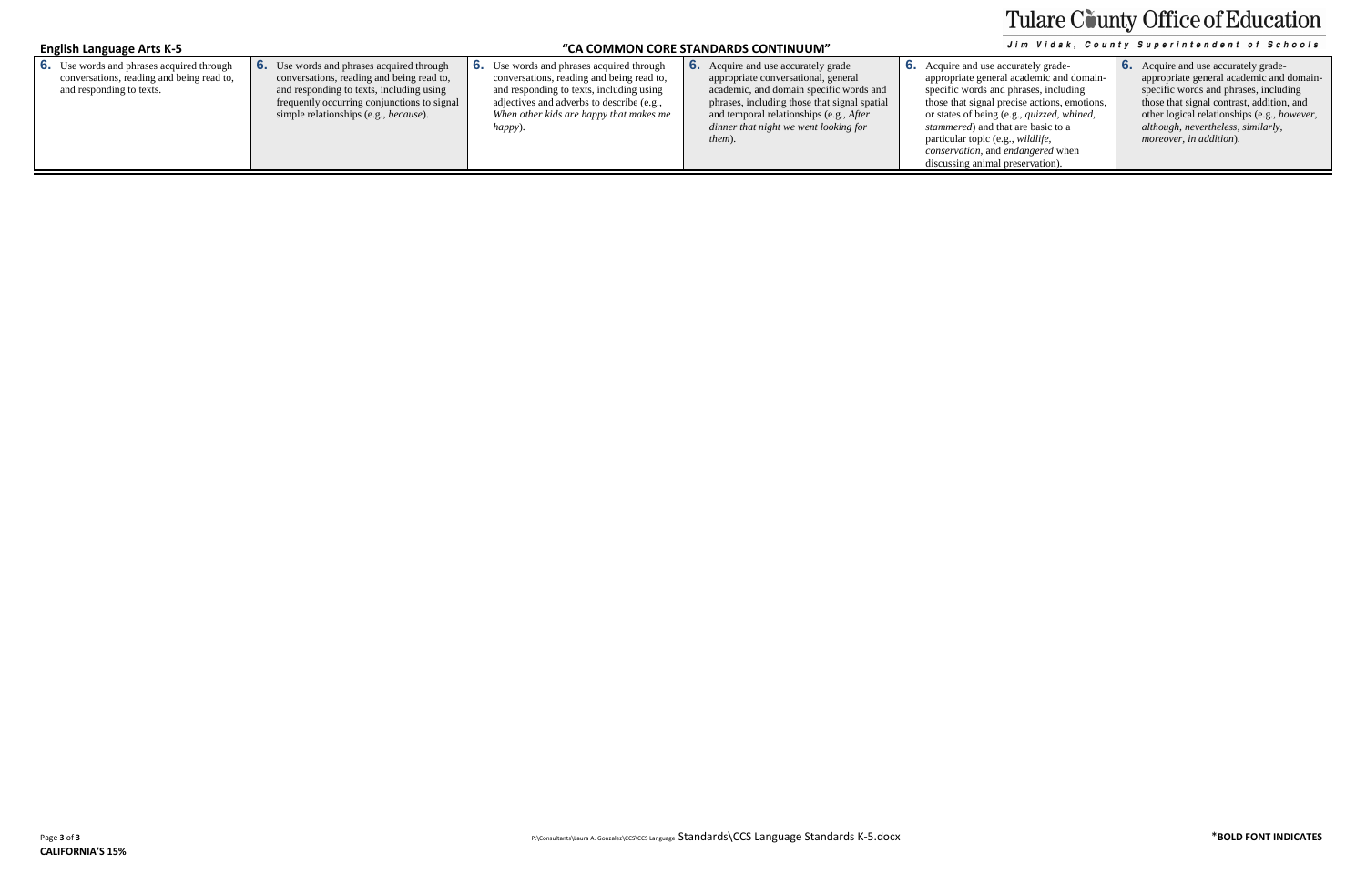| | | | | | |
|---|---|---|---|---|---|
| **6.** Use words and phrases acquired through conversations, reading and being read to, and responding to texts. | **6.** Use words and phrases acquired through conversations, reading and being read to, and responding to texts, including using frequently occurring conjunctions to signal simple relationships (e.g., *because*). | **6.** Use words and phrases acquired through conversations, reading and being read to, and responding to texts, including using adjectives and adverbs to describe (e.g., *When other kids are happy that makes me happy*). | **6.** Acquire and use accurately grade appropriate conversational, general academic, and domain specific words and phrases, including those that signal spatial and temporal relationships (e.g., *After dinner that night we went looking for them*). | **6.** Acquire and use accurately grade-appropriate general academic and domain-specific words and phrases, including those that signal precise actions, emotions, or states of being (e.g., *quizzed, whined, stammered*) and that are basic to a particular topic (e.g., *wildlife, conservation*, and *endangered* when discussing animal preservation). | **6.** Acquire and use accurately grade-appropriate general academic and domain-specific words and phrases, including those that signal contrast, addition, and other logical relationships (e.g., *however, although, nevertheless, similarly, moreover, in addition*). |

P:\Consultants\Laura A. Gonzalez\CCS\CCS Language Standards\CCS Language Standards K-5.docx

*BOLD FONT INDICATES CALIFORNIA'S 15%